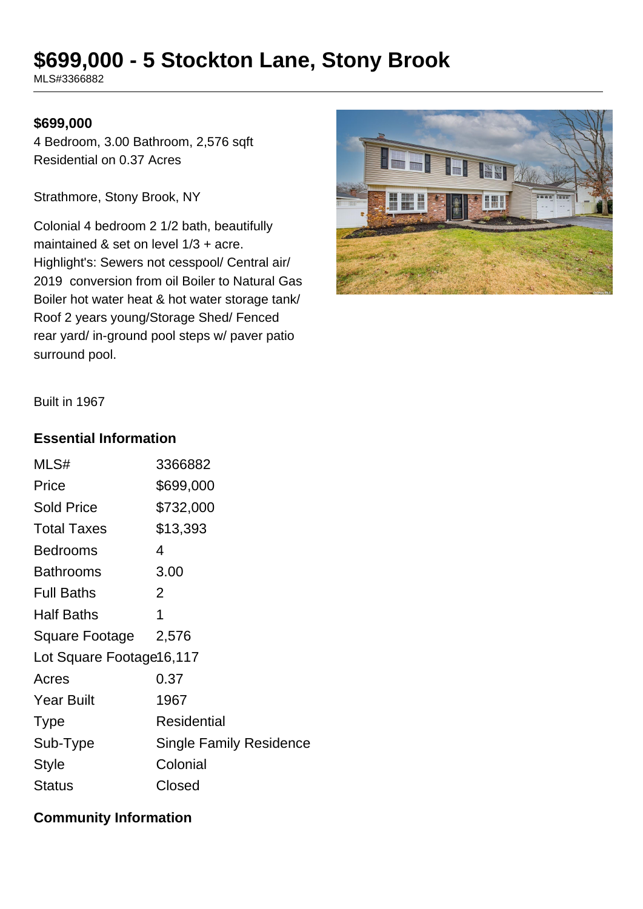# $699,000 - 5 Stockton Lane, Stony Brook

MLS#3366882

**$699,000**

4 Bedroom, 3.00 Bathroom, 2,576 sqft
Residential on 0.37 Acres

Strathmore, Stony Brook, NY

Colonial 4 bedroom 2 1/2 bath, beautifully maintained & set on level 1/3 + acre. Highlight's: Sewers not cesspool/ Central air/ 2019 conversion from oil Boiler to Natural Gas Boiler hot water heat & hot water storage tank/ Roof 2 years young/Storage Shed/ Fenced rear yard/ in-ground pool steps w/ paver patio surround pool.

Built in 1967

## Essential Information

| | |
|---|---|
| MLS# | 3366882 |
| Price | $699,000 |
| Sold Price | $732,000 |
| Total Taxes | $13,393 |
| Bedrooms | 4 |
| Bathrooms | 3.00 |
| Full Baths | 2 |
| Half Baths | 1 |
| Square Footage | 2,576 |
| Lot Square Footage | 16,117 |
| Acres | 0.37 |
| Year Built | 1967 |
| Type | Residential |
| Sub-Type | Single Family Residence |
| Style | Colonial |
| Status | Closed |

## Community Information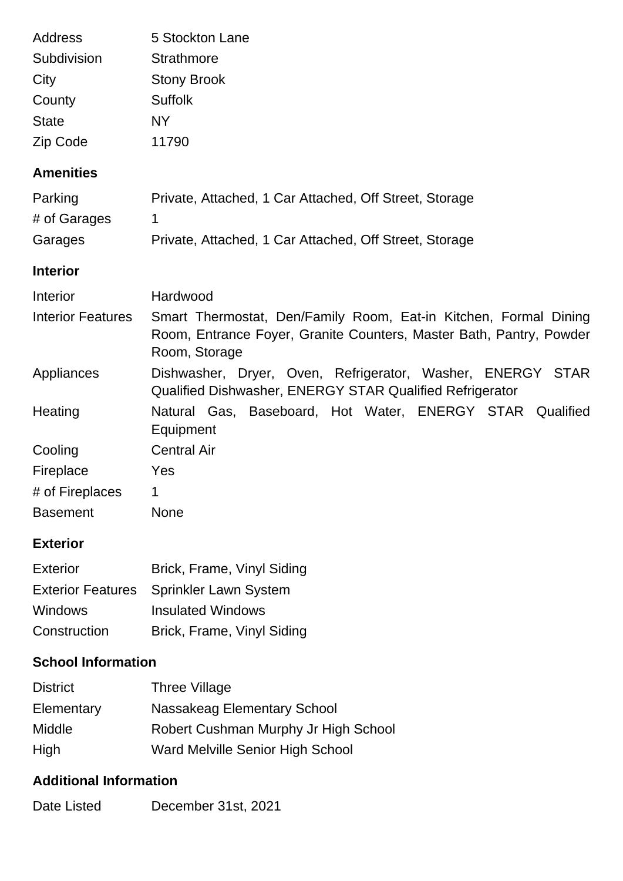| | |
|---|---|
| Address | 5 Stockton Lane |
| Subdivision | Strathmore |
| City | Stony Brook |
| County | Suffolk |
| State | NY |
| Zip Code | 11790 |

### Amenities

| | |
|---|---|
| Parking | Private, Attached, 1 Car Attached, Off Street, Storage |
| # of Garages | 1 |
| Garages | Private, Attached, 1 Car Attached, Off Street, Storage |

### Interior

| | |
|---|---|
| Interior | Hardwood |
| Interior Features | Smart Thermostat, Den/Family Room, Eat-in Kitchen, Formal Dining Room, Entrance Foyer, Granite Counters, Master Bath, Pantry, Powder Room, Storage |
| Appliances | Dishwasher, Dryer, Oven, Refrigerator, Washer, ENERGY STAR Qualified Dishwasher, ENERGY STAR Qualified Refrigerator |
| Heating | Natural Gas, Baseboard, Hot Water, ENERGY STAR Qualified Equipment |
| Cooling | Central Air |
| Fireplace | Yes |
| # of Fireplaces | 1 |
| Basement | None |

### Exterior

| | |
|---|---|
| Exterior | Brick, Frame, Vinyl Siding |
| Exterior Features | Sprinkler Lawn System |
| Windows | Insulated Windows |
| Construction | Brick, Frame, Vinyl Siding |

### School Information

| | |
|---|---|
| District | Three Village |
| Elementary | Nassakeag Elementary School |
| Middle | Robert Cushman Murphy Jr High School |
| High | Ward Melville Senior High School |

### Additional Information

| | |
|---|---|
| Date Listed | December 31st, 2021 |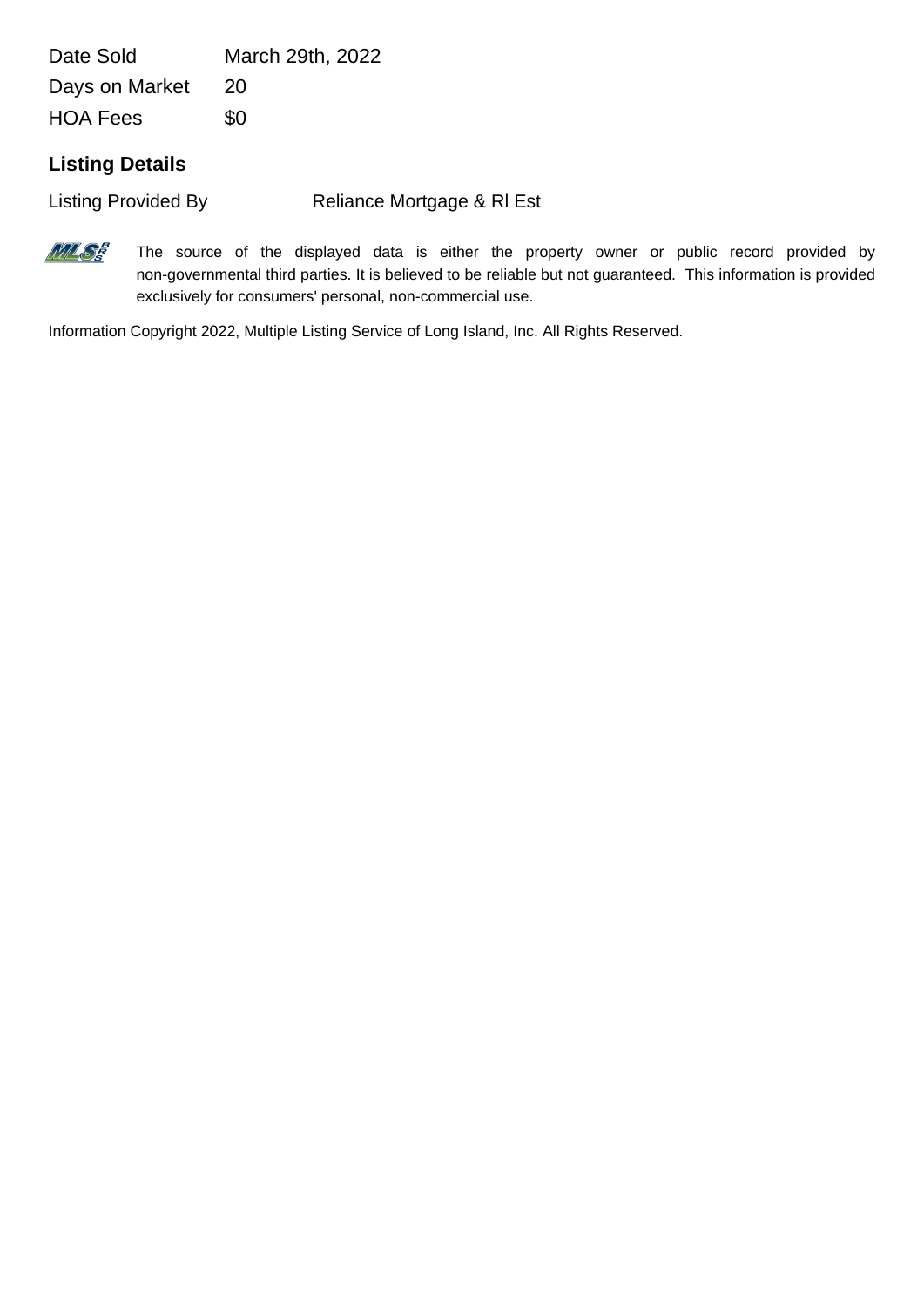| | |
|---|---|
| Date Sold | March 29th, 2022 |
| Days on Market | 20 |
| HOA Fees | $0 |

### Listing Details

| | |
|---|---|
| Listing Provided By | Reliance Mortgage & Rl Est |

The source of the displayed data is either the property owner or public record provided by non-governmental third parties. It is believed to be reliable but not guaranteed. This information is provided exclusively for consumers' personal, non-commercial use.

Information Copyright 2022, Multiple Listing Service of Long Island, Inc. All Rights Reserved.